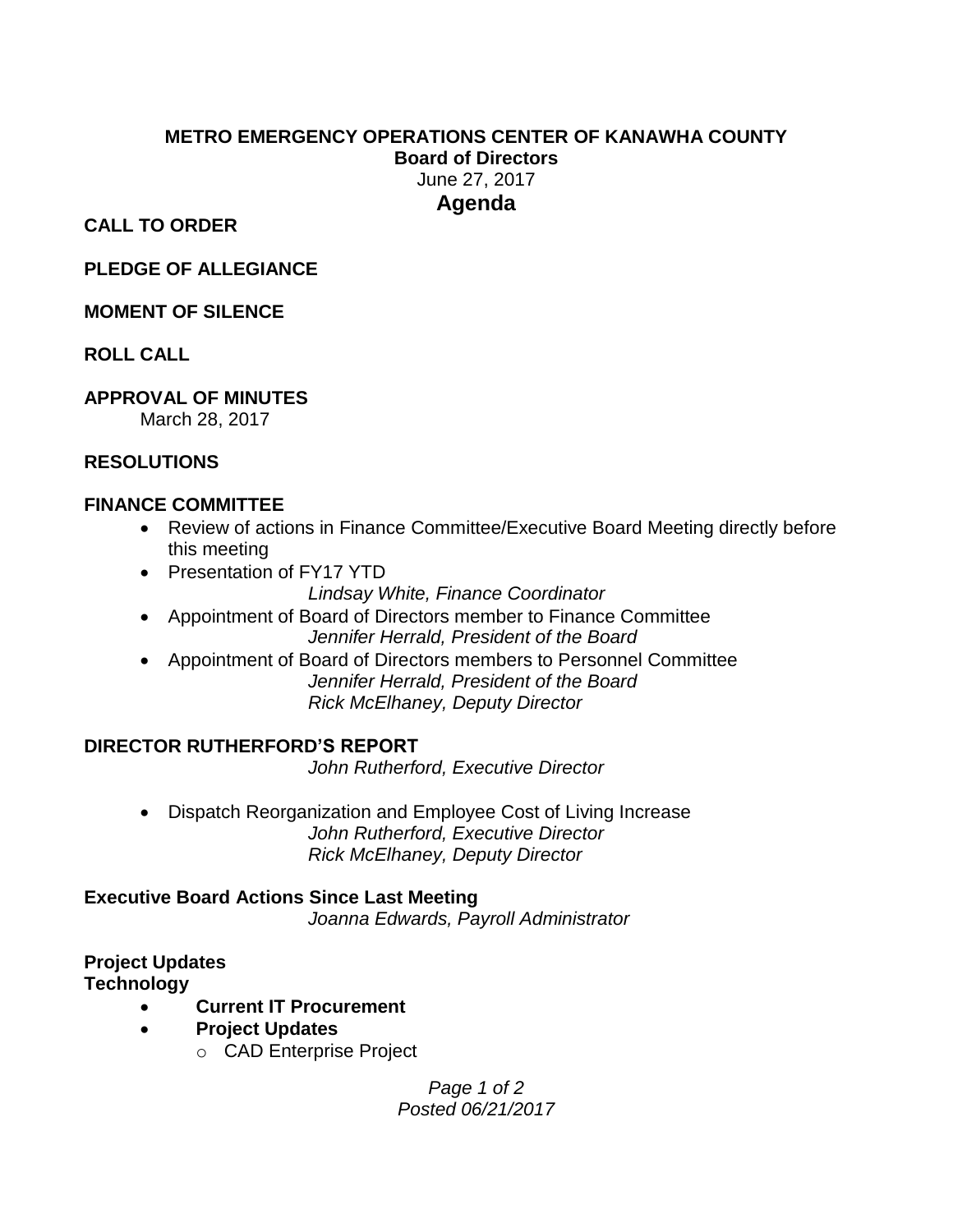# METRO EMERGENCY OPERATIONS CENTER OF KANAWHA COUNTY

**Board of Directors**

June 27, 2017

## Agenda

**CALL TO ORDER**

**PLEDGE OF ALLEGIANCE**

**MOMENT OF SILENCE**

**ROLL CALL**

**APPROVAL OF MINUTES**

March 28, 2017

**RESOLUTIONS**

**FINANCE COMMITTEE**

- Review of actions in Finance Committee/Executive Board Meeting directly before this meeting
- Presentation of FY17 YTD
  *Lindsay White, Finance Coordinator*
- Appointment of Board of Directors member to Finance Committee
  *Jennifer Herrald, President of the Board*
- Appointment of Board of Directors members to Personnel Committee
  *Jennifer Herrald, President of the Board*
  *Rick McElhaney, Deputy Director*

**DIRECTOR RUTHERFORD'S REPORT**

*John Rutherford, Executive Director*

- Dispatch Reorganization and Employee Cost of Living Increase
  *John Rutherford, Executive Director*
  *Rick McElhaney, Deputy Director*

**Executive Board Actions Since Last Meeting**

*Joanna Edwards, Payroll Administrator*

**Project Updates**

**Technology**

- **Current IT Procurement**
- **Project Updates**
  - CAD Enterprise Project

*Posted 06/21/2017*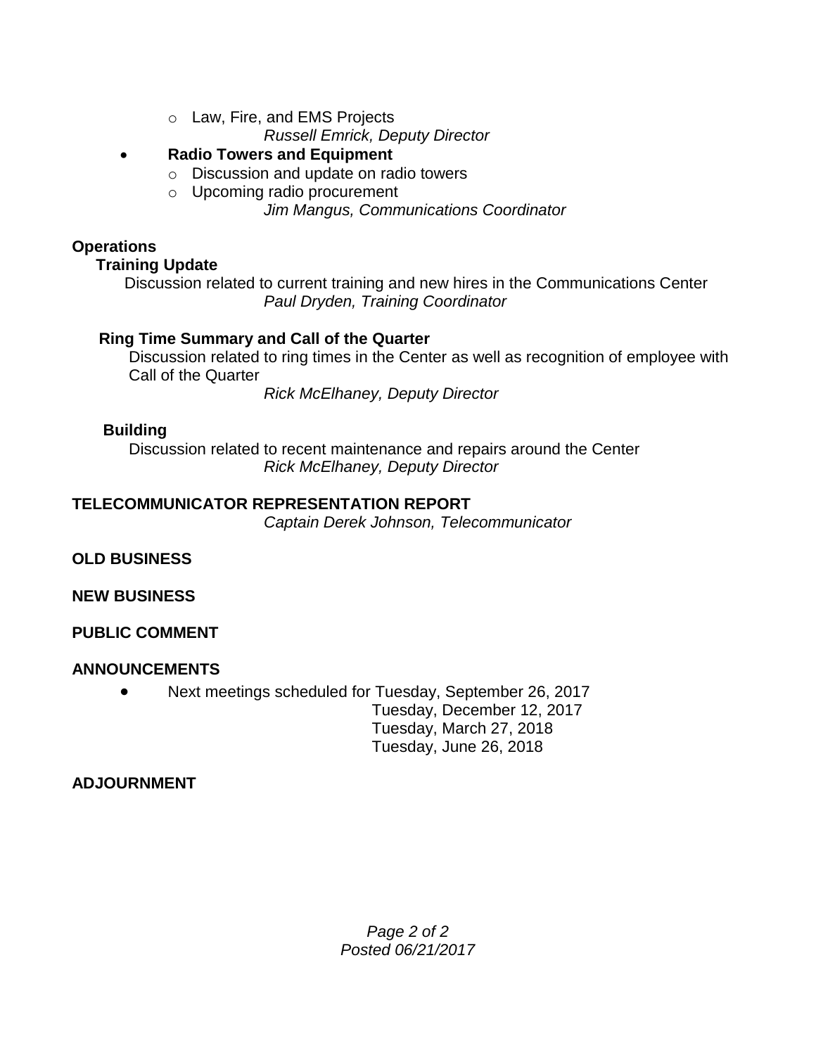- Law, Fire, and EMS Projects

     *Russell Emrick, Deputy Director*

- **Radio Towers and Equipment**
   - Discussion and update on radio towers
   - Upcoming radio procurement

     *Jim Mangus, Communications Coordinator*

**Operations**

**Training Update**

Discussion related to current training and new hires in the Communications Center

*Paul Dryden, Training Coordinator*

**Ring Time Summary and Call of the Quarter**

Discussion related to ring times in the Center as well as recognition of employee with Call of the Quarter

*Rick McElhaney, Deputy Director*

**Building**

Discussion related to recent maintenance and repairs around the Center

*Rick McElhaney, Deputy Director*

**TELECOMMUNICATOR REPRESENTATION REPORT**

*Captain Derek Johnson, Telecommunicator*

**OLD BUSINESS**

**NEW BUSINESS**

**PUBLIC COMMENT**

**ANNOUNCEMENTS**

- Next meetings scheduled for Tuesday, September 26, 2017
  Tuesday, December 12, 2017
  Tuesday, March 27, 2018
  Tuesday, June 26, 2018

**ADJOURNMENT**

*Posted 06/21/2017*